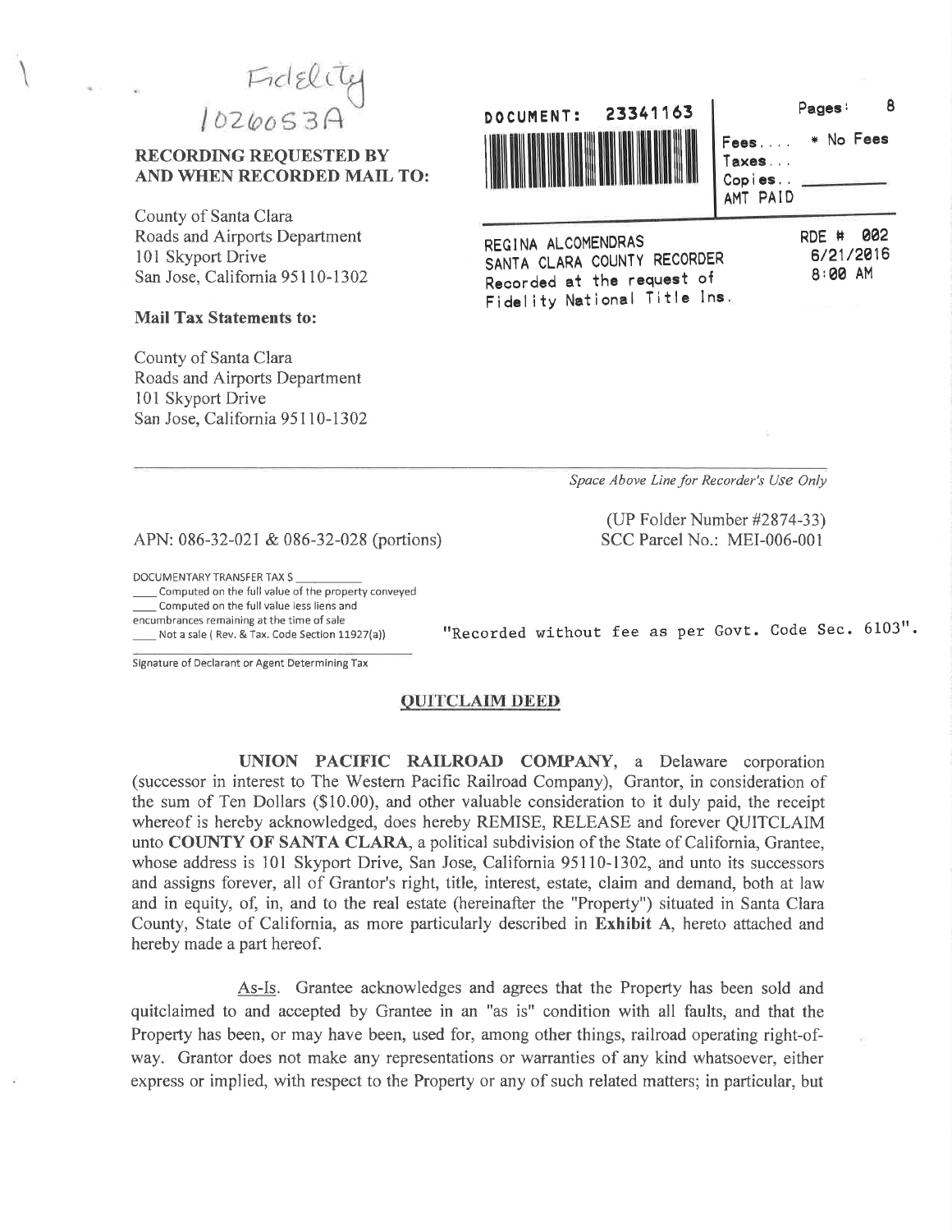Fidelity
1026053A

**RECORDING REQUESTED BY AND WHEN RECORDED MAIL TO:**

County of Santa Clara
Roads and Airports Department
101 Skyport Drive
San Jose, California 95110-1302

**Mail Tax Statements to:**

County of Santa Clara
Roads and Airports Department
101 Skyport Drive
San Jose, California 95110-1302

DOCUMENT: 23341163

Pages: 8

Fees.... * No Fees
Taxes...
Copies..
AMT PAID

REGINA ALCOMENDRAS
SANTA CLARA COUNTY RECORDER
Recorded at the request of
Fidelity National Title Ins.

RDE # 002
6/21/2016
8:00 AM

*Space Above Line for Recorder's Use Only*

APN: 086-32-021 & 086-32-028 (portions)

(UP Folder Number #2874-33)
SCC Parcel No.: MEI-006-001

DOCUMENTARY TRANSFER TAX $ ________
____ Computed on the full value of the property conveyed
____ Computed on the full value less liens and encumbrances remaining at the time of sale
____ Not a sale ( Rev. & Tax. Code Section 11927(a))

Signature of Declarant or Agent Determining Tax

"Recorded without fee as per Govt. Code Sec. 6103".

## QUITCLAIM DEED

**UNION PACIFIC RAILROAD COMPANY**, a Delaware corporation (successor in interest to The Western Pacific Railroad Company), Grantor, in consideration of the sum of Ten Dollars ($10.00), and other valuable consideration to it duly paid, the receipt whereof is hereby acknowledged, does hereby REMISE, RELEASE and forever QUITCLAIM unto **COUNTY OF SANTA CLARA**, a political subdivision of the State of California, Grantee, whose address is 101 Skyport Drive, San Jose, California 95110-1302, and unto its successors and assigns forever, all of Grantor's right, title, interest, estate, claim and demand, both at law and in equity, of, in, and to the real estate (hereinafter the "Property") situated in Santa Clara County, State of California, as more particularly described in **Exhibit A**, hereto attached and hereby made a part hereof.

As-Is. Grantee acknowledges and agrees that the Property has been sold and quitclaimed to and accepted by Grantee in an "as is" condition with all faults, and that the Property has been, or may have been, used for, among other things, railroad operating right-of-way. Grantor does not make any representations or warranties of any kind whatsoever, either express or implied, with respect to the Property or any of such related matters; in particular, but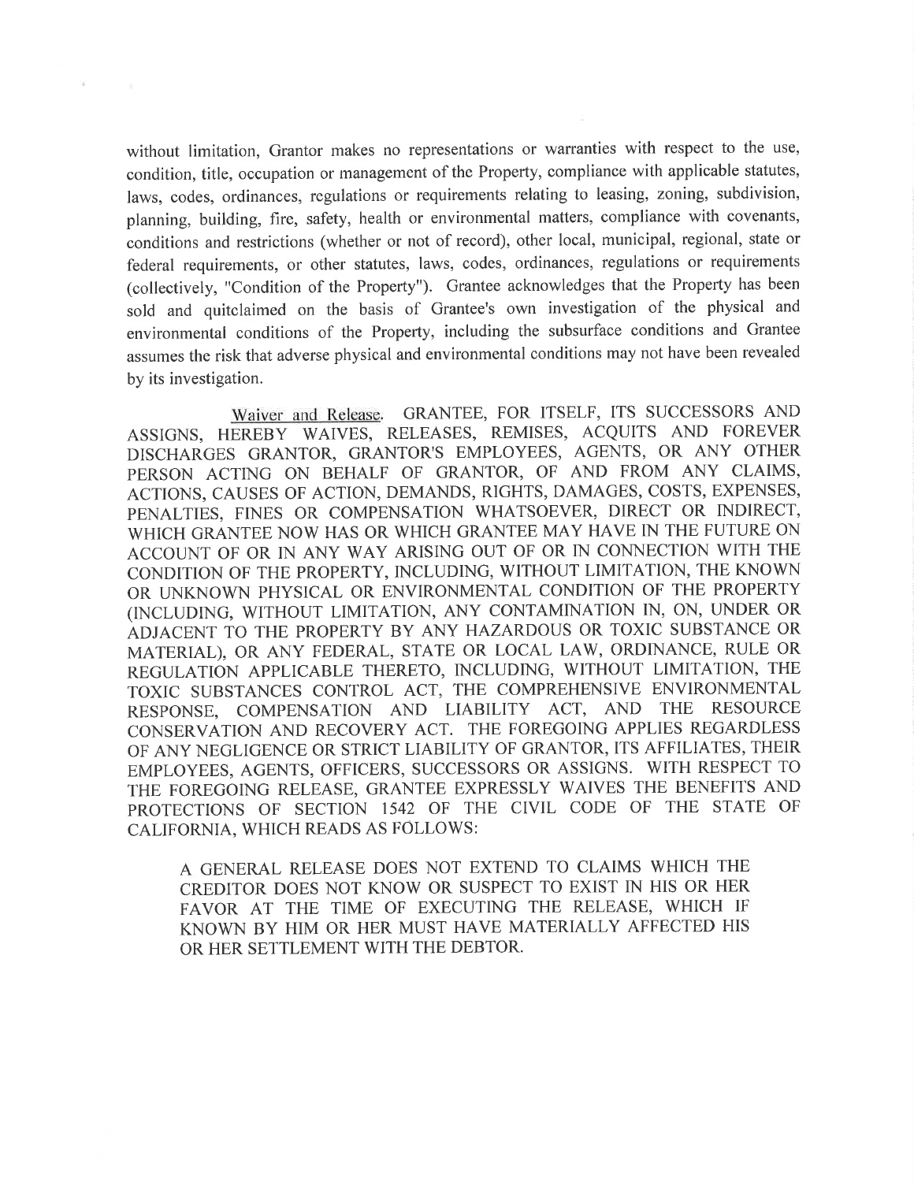without limitation, Grantor makes no representations or warranties with respect to the use, condition, title, occupation or management of the Property, compliance with applicable statutes, laws, codes, ordinances, regulations or requirements relating to leasing, zoning, subdivision, planning, building, fire, safety, health or environmental matters, compliance with covenants, conditions and restrictions (whether or not of record), other local, municipal, regional, state or federal requirements, or other statutes, laws, codes, ordinances, regulations or requirements (collectively, "Condition of the Property"). Grantee acknowledges that the Property has been sold and quitclaimed on the basis of Grantee's own investigation of the physical and environmental conditions of the Property, including the subsurface conditions and Grantee assumes the risk that adverse physical and environmental conditions may not have been revealed by its investigation.

Waiver and Release. GRANTEE, FOR ITSELF, ITS SUCCESSORS AND ASSIGNS, HEREBY WAIVES, RELEASES, REMISES, ACQUITS AND FOREVER DISCHARGES GRANTOR, GRANTOR'S EMPLOYEES, AGENTS, OR ANY OTHER PERSON ACTING ON BEHALF OF GRANTOR, OF AND FROM ANY CLAIMS, ACTIONS, CAUSES OF ACTION, DEMANDS, RIGHTS, DAMAGES, COSTS, EXPENSES, PENALTIES, FINES OR COMPENSATION WHATSOEVER, DIRECT OR INDIRECT, WHICH GRANTEE NOW HAS OR WHICH GRANTEE MAY HAVE IN THE FUTURE ON ACCOUNT OF OR IN ANY WAY ARISING OUT OF OR IN CONNECTION WITH THE CONDITION OF THE PROPERTY, INCLUDING, WITHOUT LIMITATION, THE KNOWN OR UNKNOWN PHYSICAL OR ENVIRONMENTAL CONDITION OF THE PROPERTY (INCLUDING, WITHOUT LIMITATION, ANY CONTAMINATION IN, ON, UNDER OR ADJACENT TO THE PROPERTY BY ANY HAZARDOUS OR TOXIC SUBSTANCE OR MATERIAL), OR ANY FEDERAL, STATE OR LOCAL LAW, ORDINANCE, RULE OR REGULATION APPLICABLE THERETO, INCLUDING, WITHOUT LIMITATION, THE TOXIC SUBSTANCES CONTROL ACT, THE COMPREHENSIVE ENVIRONMENTAL RESPONSE, COMPENSATION AND LIABILITY ACT, AND THE RESOURCE CONSERVATION AND RECOVERY ACT. THE FOREGOING APPLIES REGARDLESS OF ANY NEGLIGENCE OR STRICT LIABILITY OF GRANTOR, ITS AFFILIATES, THEIR EMPLOYEES, AGENTS, OFFICERS, SUCCESSORS OR ASSIGNS. WITH RESPECT TO THE FOREGOING RELEASE, GRANTEE EXPRESSLY WAIVES THE BENEFITS AND PROTECTIONS OF SECTION 1542 OF THE CIVIL CODE OF THE STATE OF CALIFORNIA, WHICH READS AS FOLLOWS:

> A GENERAL RELEASE DOES NOT EXTEND TO CLAIMS WHICH THE CREDITOR DOES NOT KNOW OR SUSPECT TO EXIST IN HIS OR HER FAVOR AT THE TIME OF EXECUTING THE RELEASE, WHICH IF KNOWN BY HIM OR HER MUST HAVE MATERIALLY AFFECTED HIS OR HER SETTLEMENT WITH THE DEBTOR.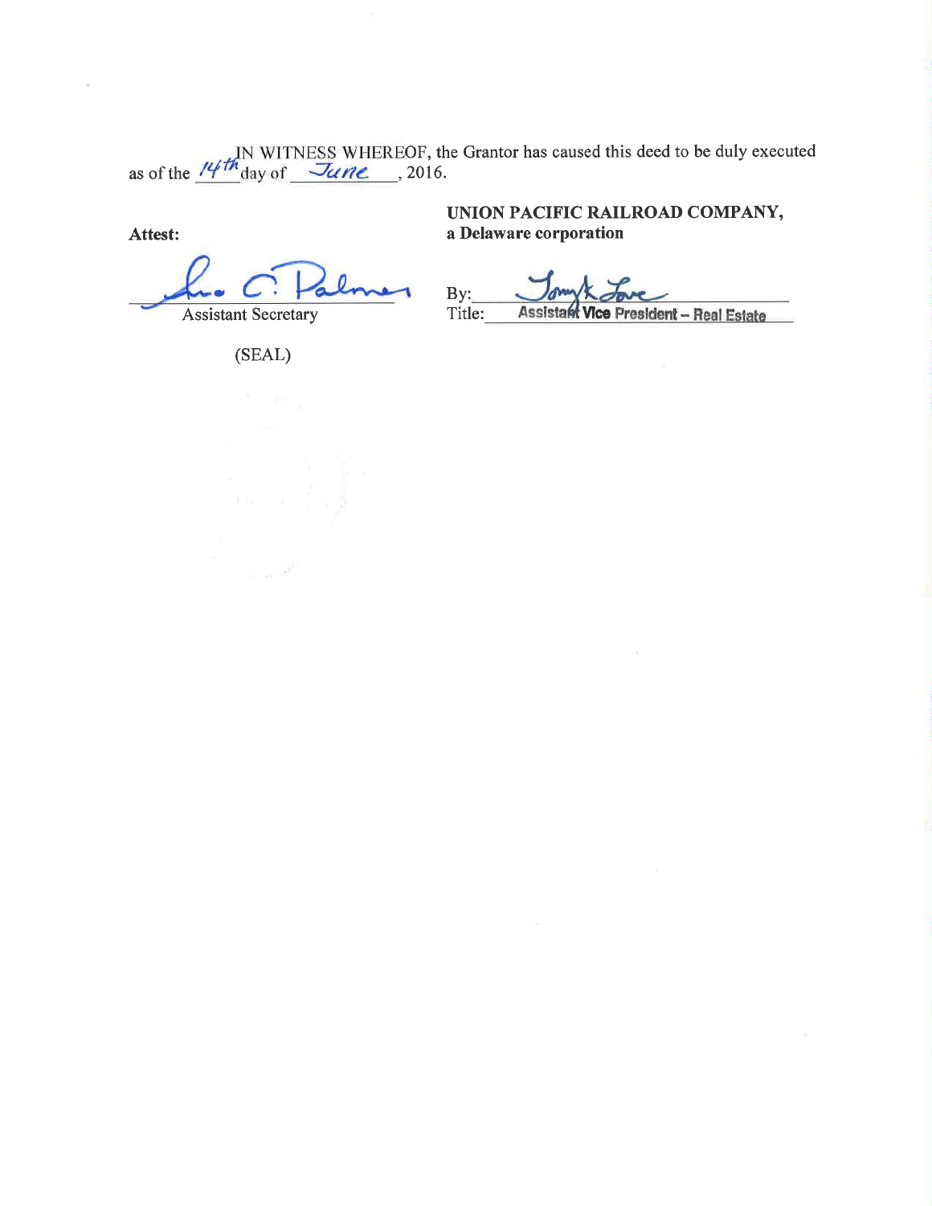IN WITNESS WHEREOF, the Grantor has caused this deed to be duly executed as of the 14th day of June, 2016.

**Attest:**

______________________
Assistant Secretary

(SEAL)

**UNION PACIFIC RAILROAD COMPANY,**
**a Delaware corporation**

By: ______________________
Title: Assistant Vice President – Real Estate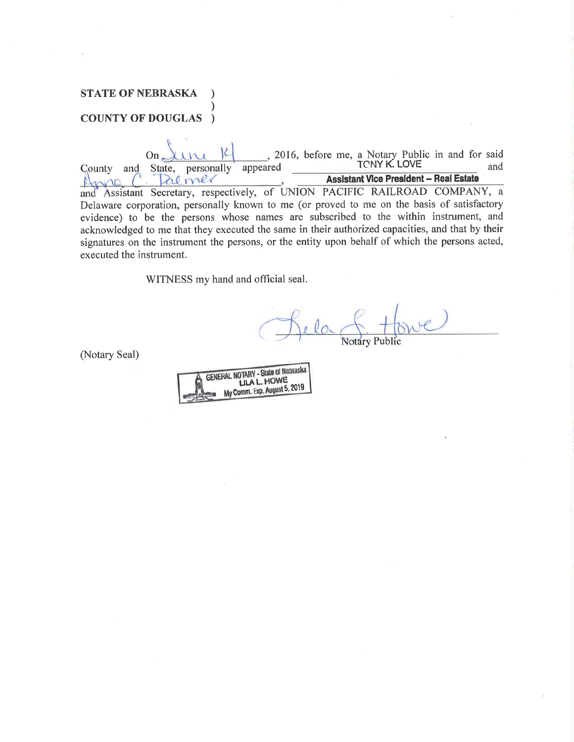**STATE OF NEBRASKA )**
**)**
**COUNTY OF DOUGLAS )**

On June 14, 2016, before me, a Notary Public in and for said County and State, personally appeared TONY K. LOVE and Anna C. Palmer, **Assistant Vice President – Real Estate** and Assistant Secretary, respectively, of UNION PACIFIC RAILROAD COMPANY, a Delaware corporation, personally known to me (or proved to me on the basis of satisfactory evidence) to be the persons whose names are subscribed to the within instrument, and acknowledged to me that they executed the same in their authorized capacities, and that by their signatures on the instrument the persons, or the entity upon behalf of which the persons acted, executed the instrument.

WITNESS my hand and official seal.

Lila L. Howe
Notary Public

(Notary Seal)

GENERAL NOTARY - State of Nebraska
LILA L. HOWE
My Comm. Exp. August 5, 2019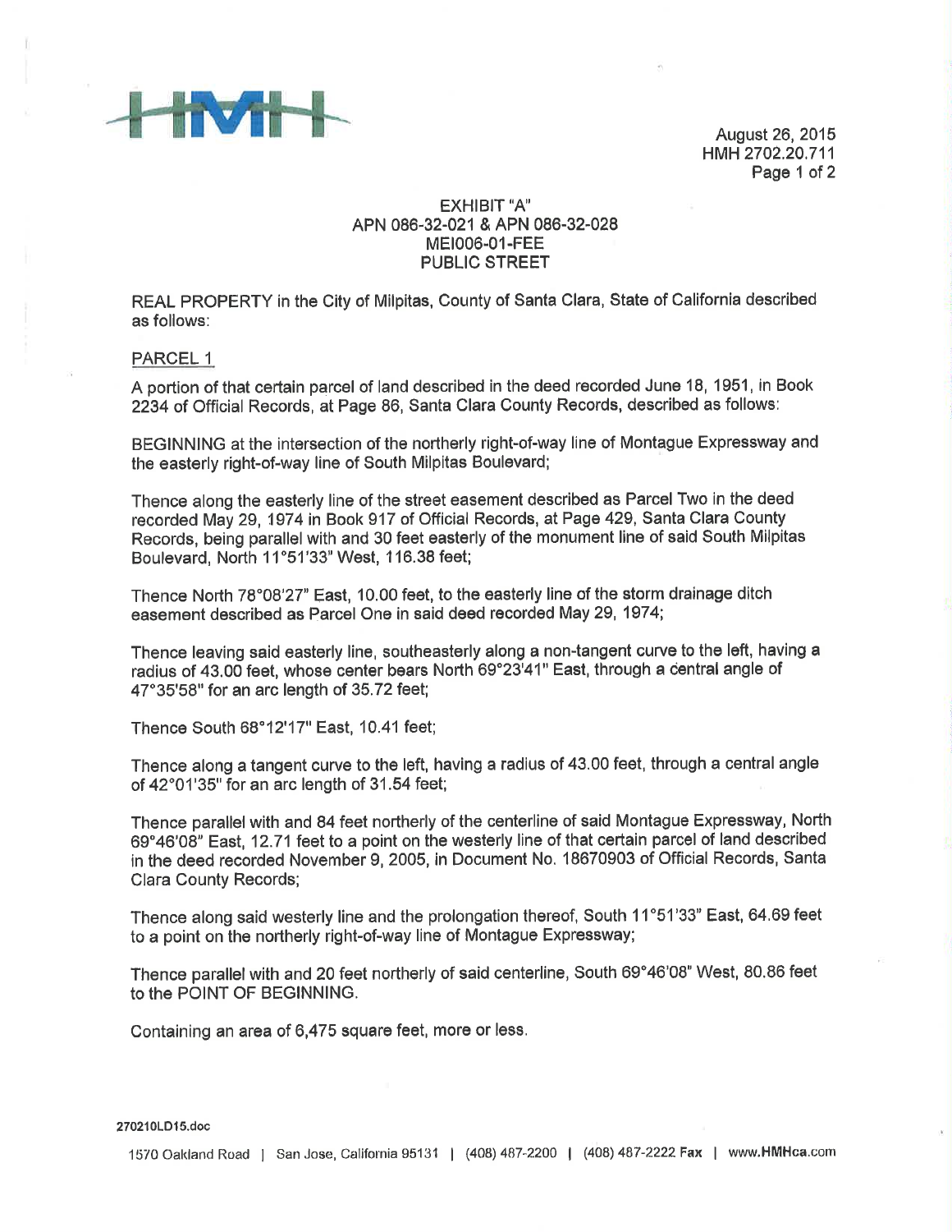HMH

August 26, 2015
HMH 2702.20.711

EXHIBIT "A"
APN 086-32-021 & APN 086-32-028
MEI006-01-FEE
PUBLIC STREET

REAL PROPERTY in the City of Milpitas, County of Santa Clara, State of California described as follows:

PARCEL 1

A portion of that certain parcel of land described in the deed recorded June 18, 1951, in Book 2234 of Official Records, at Page 86, Santa Clara County Records, described as follows:

BEGINNING at the intersection of the northerly right-of-way line of Montague Expressway and the easterly right-of-way line of South Milpitas Boulevard;

Thence along the easterly line of the street easement described as Parcel Two in the deed recorded May 29, 1974 in Book 917 of Official Records, at Page 429, Santa Clara County Records, being parallel with and 30 feet easterly of the monument line of said South Milpitas Boulevard, North 11°51'33" West, 116.38 feet;

Thence North 78°08'27" East, 10.00 feet, to the easterly line of the storm drainage ditch easement described as Parcel One in said deed recorded May 29, 1974;

Thence leaving said easterly line, southeasterly along a non-tangent curve to the left, having a radius of 43.00 feet, whose center bears North 69°23'41" East, through a central angle of 47°35'58" for an arc length of 35.72 feet;

Thence South 68°12'17" East, 10.41 feet;

Thence along a tangent curve to the left, having a radius of 43.00 feet, through a central angle of 42°01'35" for an arc length of 31.54 feet;

Thence parallel with and 84 feet northerly of the centerline of said Montague Expressway, North 69°46'08" East, 12.71 feet to a point on the westerly line of that certain parcel of land described in the deed recorded November 9, 2005, in Document No. 18670903 of Official Records, Santa Clara County Records;

Thence along said westerly line and the prolongation thereof, South 11°51'33" East, 64.69 feet to a point on the northerly right-of-way line of Montague Expressway;

Thence parallel with and 20 feet northerly of said centerline, South 69°46'08" West, 80.86 feet to the POINT OF BEGINNING.

Containing an area of 6,475 square feet, more or less.

270210LD15.doc

1570 Oakland Road | San Jose, California 95131 | (408) 487-2200 | (408) 487-2222 Fax | www.HMHca.com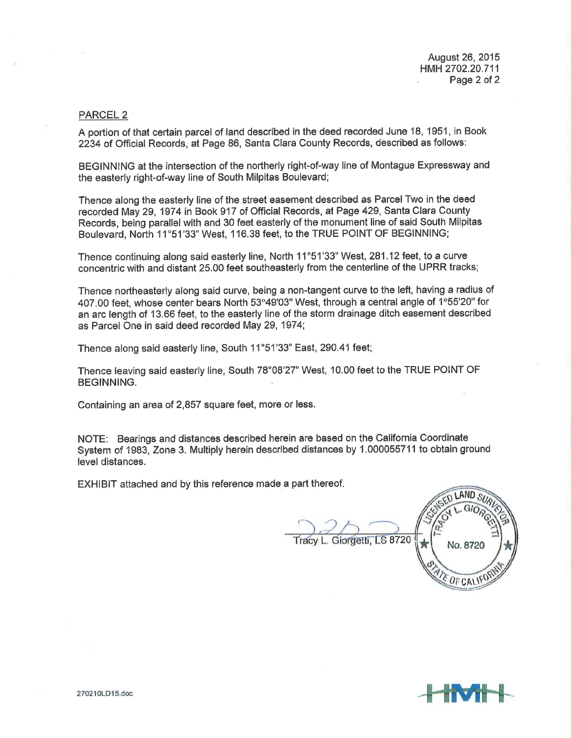August 26, 2015
HMH 2702.20.711

## PARCEL 2

A portion of that certain parcel of land described in the deed recorded June 18, 1951, in Book 2234 of Official Records, at Page 86, Santa Clara County Records, described as follows:

BEGINNING at the intersection of the northerly right-of-way line of Montague Expressway and the easterly right-of-way line of South Milpitas Boulevard;

Thence along the easterly line of the street easement described as Parcel Two in the deed recorded May 29, 1974 in Book 917 of Official Records, at Page 429, Santa Clara County Records, being parallel with and 30 feet easterly of the monument line of said South Milpitas Boulevard, North 11°51'33" West, 116.38 feet, to the TRUE POINT OF BEGINNING;

Thence continuing along said easterly line, North 11°51'33" West, 281.12 feet, to a curve concentric with and distant 25.00 feet southeasterly from the centerline of the UPRR tracks;

Thence northeasterly along said curve, being a non-tangent curve to the left, having a radius of 407.00 feet, whose center bears North 53°49'03" West, through a central angle of 1°55'20" for an arc length of 13.66 feet, to the easterly line of the storm drainage ditch easement described as Parcel One in said deed recorded May 29, 1974;

Thence along said easterly line, South 11°51'33" East, 290.41 feet;

Thence leaving said easterly line, South 78°08'27" West, 10.00 feet to the TRUE POINT OF BEGINNING.

Containing an area of 2,857 square feet, more or less.

NOTE: Bearings and distances described herein are based on the California Coordinate System of 1983, Zone 3. Multiply herein described distances by 1.000055711 to obtain ground level distances.

EXHIBIT attached and by this reference made a part thereof.

Tracy L. Giorgetti, LS 8720

LICENSED LAND SURVEYOR
TRACY L. GIORGETTI
No. 8720
STATE OF CALIFORNIA

270210LD15.doc

HMH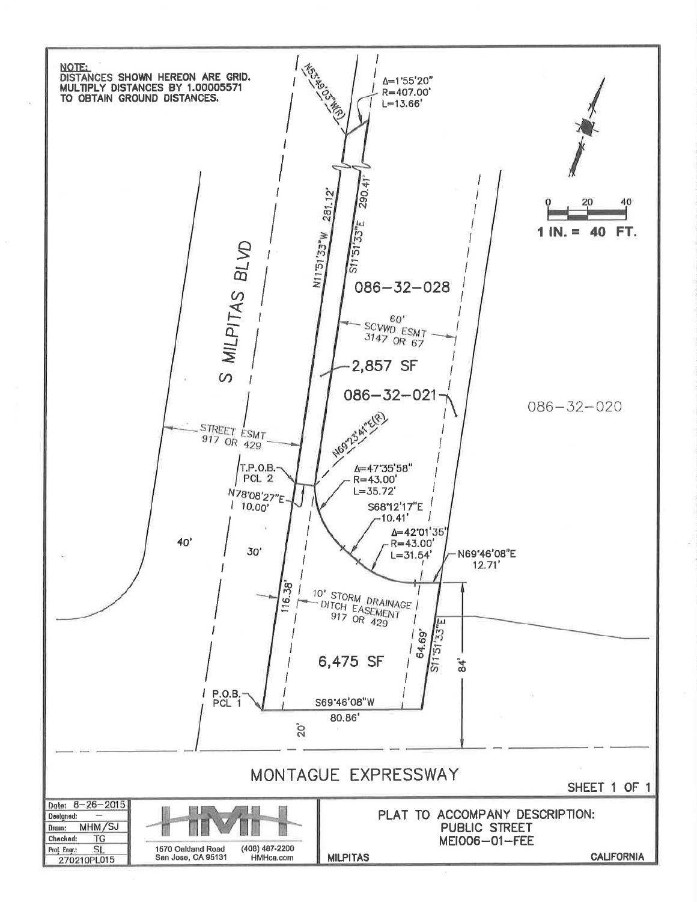**NOTE:**
DISTANCES SHOWN HEREON ARE GRID.
MULTIPLY DISTANCES BY 1.00005571
TO OBTAIN GROUND DISTANCES.

N53°49'03"W(R)

Δ=1°55'20"
R=407.00'
L=13.66'

N11°51'33"W 281.12'

S11°51'33"E 290.41'

0 20 40

1 IN. = 40 FT.

S MILPITAS BLVD

086-32-028

60'
SCVWD ESMT
3147 OR 67

2,857 SF

086-32-021

086-32-020

STREET ESMT
917 OR 429

N69°23'41"E(R)

T.P.O.B.
PCL 2

N78°08'27"E
10.00'

Δ=47°35'58"
R=43.00'
L=35.72'

S68°12'17"E
10.41'

Δ=42°01'35"
R=43.00'
L=31.54'

N69°46'08"E
12.71'

40'

30'

116.38'

10' STORM DRAINAGE
DITCH EASEMENT
917 OR 429

64.69'

S11°51'33"E

84'

6,475 SF

P.O.B.
PCL 1

S69°46'08"W
80.86'

20'

MONTAGUE EXPRESSWAY

SHEET 1 OF 1

| | |
|---|---|
| Date: | 8-26-2015 |
| Designed: | — |
| Drawn: | MHM/SJ |
| Checked: | TG |
| Proj. Engr.: | SL |
| | 270210PL015 |

HMH
1570 Oakland Road
San Jose, CA 95131
(408) 487-2200
HMHca.com

PLAT TO ACCOMPANY DESCRIPTION:
PUBLIC STREET
MEI006-01-FEE

MILPITAS CALIFORNIA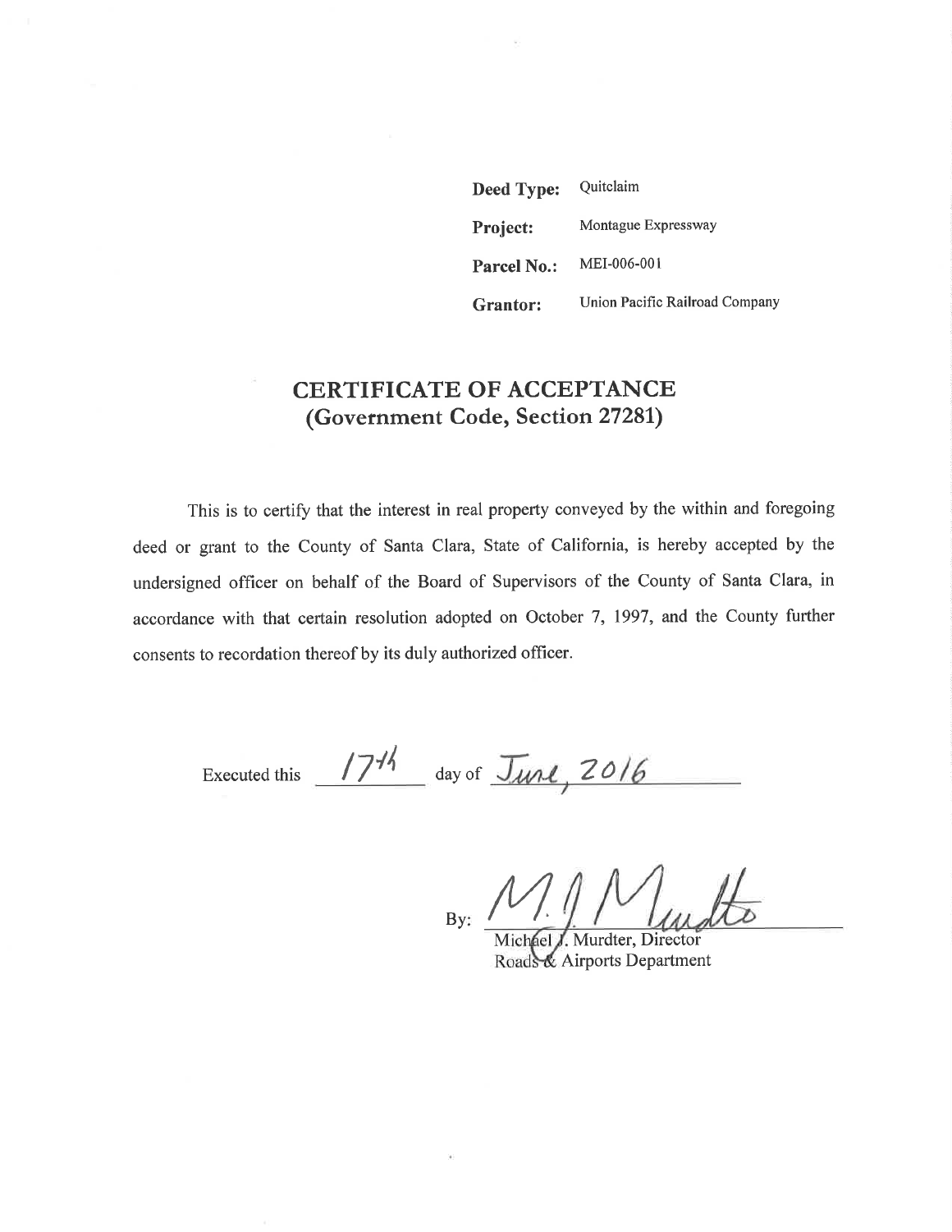| | |
|---|---|
| **Deed Type:** | Quitclaim |
| **Project:** | Montague Expressway |
| **Parcel No.:** | MEI-006-001 |
| **Grantor:** | Union Pacific Railroad Company |

## CERTIFICATE OF ACCEPTANCE
## (Government Code, Section 27281)

This is to certify that the interest in real property conveyed by the within and foregoing deed or grant to the County of Santa Clara, State of California, is hereby accepted by the undersigned officer on behalf of the Board of Supervisors of the County of Santa Clara, in accordance with that certain resolution adopted on October 7, 1997, and the County further consents to recordation thereof by its duly authorized officer.

Executed this 17th day of June, 2016

By: M.J. Murdter

Michael J. Murdter, Director
Roads & Airports Department